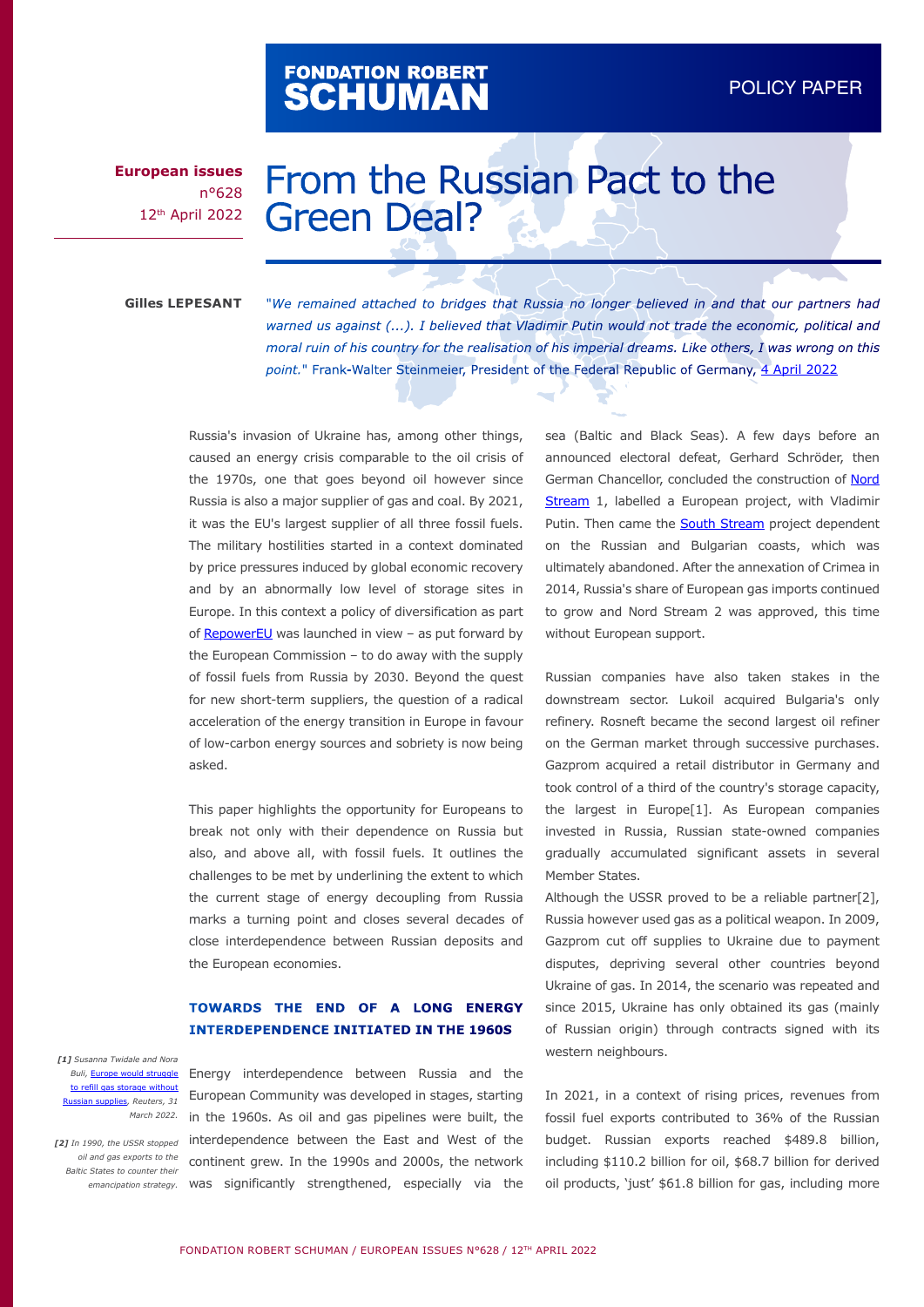FONDATION ROBERT SCHUMAN

POLICY PAPER

**European issues**
n°628
12th April 2022

# From the Russian Pact to the Green Deal?

**Gilles LEPESANT**

*"We remained attached to bridges that Russia no longer believed in and that our partners had warned us against (...). I believed that Vladimir Putin would not trade the economic, political and moral ruin of his country for the realisation of his imperial dreams. Like others, I was wrong on this point."* Frank-Walter Steinmeier, President of the Federal Republic of Germany, [4 April 2022](#)

Russia's invasion of Ukraine has, among other things, caused an energy crisis comparable to the oil crisis of the 1970s, one that goes beyond oil however since Russia is also a major supplier of gas and coal. By 2021, it was the EU's largest supplier of all three fossil fuels. The military hostilities started in a context dominated by price pressures induced by global economic recovery and by an abnormally low level of storage sites in Europe. In this context a policy of diversification as part of [RepowerEU](#) was launched in view – as put forward by the European Commission – to do away with the supply of fossil fuels from Russia by 2030. Beyond the quest for new short-term suppliers, the question of a radical acceleration of the energy transition in Europe in favour of low-carbon energy sources and sobriety is now being asked.

This paper highlights the opportunity for Europeans to break not only with their dependence on Russia but also, and above all, with fossil fuels. It outlines the challenges to be met by underlining the extent to which the current stage of energy decoupling from Russia marks a turning point and closes several decades of close interdependence between Russian deposits and the European economies.

## TOWARDS THE END OF A LONG ENERGY INTERDEPENDENCE INITIATED IN THE 1960S

Energy interdependence between Russia and the European Community was developed in stages, starting in the 1960s. As oil and gas pipelines were built, the interdependence between the East and West of the continent grew. In the 1990s and 2000s, the network was significantly strengthened, especially via the sea (Baltic and Black Seas). A few days before an announced electoral defeat, Gerhard Schröder, then German Chancellor, concluded the construction of [Nord Stream](#) 1, labelled a European project, with Vladimir Putin. Then came the [South Stream](#) project dependent on the Russian and Bulgarian coasts, which was ultimately abandoned. After the annexation of Crimea in 2014, Russia's share of European gas imports continued to grow and Nord Stream 2 was approved, this time without European support.

Russian companies have also taken stakes in the downstream sector. Lukoil acquired Bulgaria's only refinery. Rosneft became the second largest oil refiner on the German market through successive purchases. Gazprom acquired a retail distributor in Germany and took control of a third of the country's storage capacity, the largest in Europe[1]. As European companies invested in Russia, Russian state-owned companies gradually accumulated significant assets in several Member States.

Although the USSR proved to be a reliable partner[2], Russia however used gas as a political weapon. In 2009, Gazprom cut off supplies to Ukraine due to payment disputes, depriving several other countries beyond Ukraine of gas. In 2014, the scenario was repeated and since 2015, Ukraine has only obtained its gas (mainly of Russian origin) through contracts signed with its western neighbours.

In 2021, in a context of rising prices, revenues from fossil fuel exports contributed to 36% of the Russian budget. Russian exports reached $489.8 billion, including $110.2 billion for oil, $68.7 billion for derived oil products, 'just' $61.8 billion for gas, including more

*[1] Susanna Twidale and Nora Buli, [Europe would struggle to refill gas storage without Russian supplies](#), Reuters, 31 March 2022.*

*[2] In 1990, the USSR stopped oil and gas exports to the Baltic States to counter their emancipation strategy.*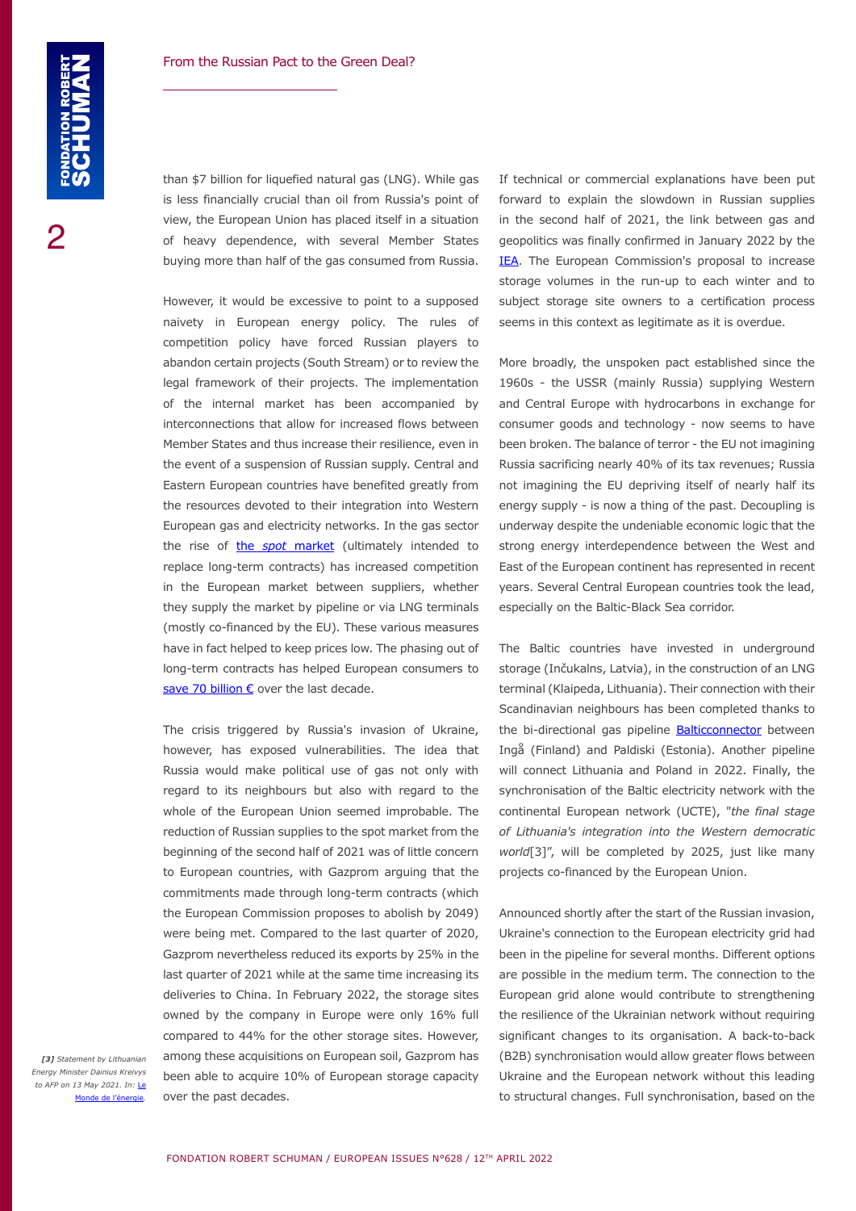than $7 billion for liquefied natural gas (LNG). While gas is less financially crucial than oil from Russia's point of view, the European Union has placed itself in a situation of heavy dependence, with several Member States buying more than half of the gas consumed from Russia.

However, it would be excessive to point to a supposed naivety in European energy policy. The rules of competition policy have forced Russian players to abandon certain projects (South Stream) or to review the legal framework of their projects. The implementation of the internal market has been accompanied by interconnections that allow for increased flows between Member States and thus increase their resilience, even in the event of a suspension of Russian supply. Central and Eastern European countries have benefited greatly from the resources devoted to their integration into Western European gas and electricity networks. In the gas sector the rise of the *spot* market (ultimately intended to replace long-term contracts) has increased competition in the European market between suppliers, whether they supply the market by pipeline or via LNG terminals (mostly co-financed by the EU). These various measures have in fact helped to keep prices low. The phasing out of long-term contracts has helped European consumers to save 70 billion € over the last decade.

The crisis triggered by Russia's invasion of Ukraine, however, has exposed vulnerabilities. The idea that Russia would make political use of gas not only with regard to its neighbours but also with regard to the whole of the European Union seemed improbable. The reduction of Russian supplies to the spot market from the beginning of the second half of 2021 was of little concern to European countries, with Gazprom arguing that the commitments made through long-term contracts (which the European Commission proposes to abolish by 2049) were being met. Compared to the last quarter of 2020, Gazprom nevertheless reduced its exports by 25% in the last quarter of 2021 while at the same time increasing its deliveries to China. In February 2022, the storage sites owned by the company in Europe were only 16% full compared to 44% for the other storage sites. However, among these acquisitions on European soil, Gazprom has been able to acquire 10% of European storage capacity over the past decades.

If technical or commercial explanations have been put forward to explain the slowdown in Russian supplies in the second half of 2021, the link between gas and geopolitics was finally confirmed in January 2022 by the IEA. The European Commission's proposal to increase storage volumes in the run-up to each winter and to subject storage site owners to a certification process seems in this context as legitimate as it is overdue.

More broadly, the unspoken pact established since the 1960s - the USSR (mainly Russia) supplying Western and Central Europe with hydrocarbons in exchange for consumer goods and technology - now seems to have been broken. The balance of terror - the EU not imagining Russia sacrificing nearly 40% of its tax revenues; Russia not imagining the EU depriving itself of nearly half its energy supply - is now a thing of the past. Decoupling is underway despite the undeniable economic logic that the strong energy interdependence between the West and East of the European continent has represented in recent years. Several Central European countries took the lead, especially on the Baltic-Black Sea corridor.

The Baltic countries have invested in underground storage (Inčukalns, Latvia), in the construction of an LNG terminal (Klaipeda, Lithuania). Their connection with their Scandinavian neighbours has been completed thanks to the bi-directional gas pipeline Balticconnector between Ingå (Finland) and Paldiski (Estonia). Another pipeline will connect Lithuania and Poland in 2022. Finally, the synchronisation of the Baltic electricity network with the continental European network (UCTE), "*the final stage of Lithuania's integration into the Western democratic world*[3]", will be completed by 2025, just like many projects co-financed by the European Union.

Announced shortly after the start of the Russian invasion, Ukraine's connection to the European electricity grid had been in the pipeline for several months. Different options are possible in the medium term. The connection to the European grid alone would contribute to strengthening the resilience of the Ukrainian network without requiring significant changes to its organisation. A back-to-back (B2B) synchronisation would allow greater flows between Ukraine and the European network without this leading to structural changes. Full synchronisation, based on the

***[3]*** *Statement by Lithuanian Energy Minister Dainius Kreivys to AFP on 13 May 2021. In: Le Monde de l'énergie.*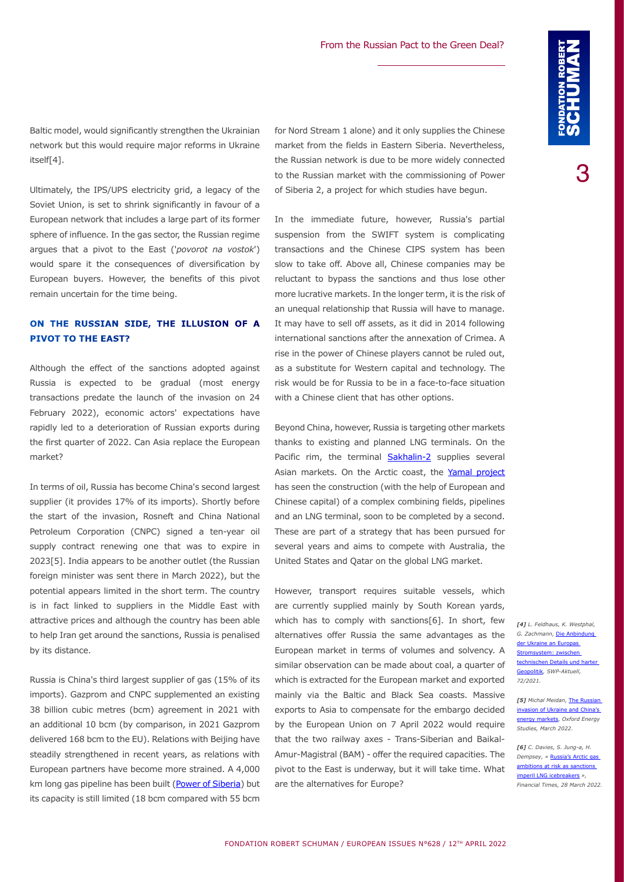Baltic model, would significantly strengthen the Ukrainian network but this would require major reforms in Ukraine itself[4].

Ultimately, the IPS/UPS electricity grid, a legacy of the Soviet Union, is set to shrink significantly in favour of a European network that includes a large part of its former sphere of influence. In the gas sector, the Russian regime argues that a pivot to the East ('*povorot na vostok*') would spare it the consequences of diversification by European buyers. However, the benefits of this pivot remain uncertain for the time being.

## ON THE RUSSIAN SIDE, THE ILLUSION OF A PIVOT TO THE EAST?

Although the effect of the sanctions adopted against Russia is expected to be gradual (most energy transactions predate the launch of the invasion on 24 February 2022), economic actors' expectations have rapidly led to a deterioration of Russian exports during the first quarter of 2022. Can Asia replace the European market?

In terms of oil, Russia has become China's second largest supplier (it provides 17% of its imports). Shortly before the start of the invasion, Rosneft and China National Petroleum Corporation (CNPC) signed a ten-year oil supply contract renewing one that was to expire in 2023[5]. India appears to be another outlet (the Russian foreign minister was sent there in March 2022), but the potential appears limited in the short term. The country is in fact linked to suppliers in the Middle East with attractive prices and although the country has been able to help Iran get around the sanctions, Russia is penalised by its distance.

Russia is China's third largest supplier of gas (15% of its imports). Gazprom and CNPC supplemented an existing 38 billion cubic metres (bcm) agreement in 2021 with an additional 10 bcm (by comparison, in 2021 Gazprom delivered 168 bcm to the EU). Relations with Beijing have steadily strengthened in recent years, as relations with European partners have become more strained. A 4,000 km long gas pipeline has been built (Power of Siberia) but its capacity is still limited (18 bcm compared with 55 bcm for Nord Stream 1 alone) and it only supplies the Chinese market from the fields in Eastern Siberia. Nevertheless, the Russian network is due to be more widely connected to the Russian market with the commissioning of Power of Siberia 2, a project for which studies have begun.

In the immediate future, however, Russia's partial suspension from the SWIFT system is complicating transactions and the Chinese CIPS system has been slow to take off. Above all, Chinese companies may be reluctant to bypass the sanctions and thus lose other more lucrative markets. In the longer term, it is the risk of an unequal relationship that Russia will have to manage. It may have to sell off assets, as it did in 2014 following international sanctions after the annexation of Crimea. A rise in the power of Chinese players cannot be ruled out, as a substitute for Western capital and technology. The risk would be for Russia to be in a face-to-face situation with a Chinese client that has other options.

Beyond China, however, Russia is targeting other markets thanks to existing and planned LNG terminals. On the Pacific rim, the terminal Sakhalin-2 supplies several Asian markets. On the Arctic coast, the Yamal project has seen the construction (with the help of European and Chinese capital) of a complex combining fields, pipelines and an LNG terminal, soon to be completed by a second. These are part of a strategy that has been pursued for several years and aims to compete with Australia, the United States and Qatar on the global LNG market.

However, transport requires suitable vessels, which are currently supplied mainly by South Korean yards, which has to comply with sanctions[6]. In short, few alternatives offer Russia the same advantages as the European market in terms of volumes and solvency. A similar observation can be made about coal, a quarter of which is extracted for the European market and exported mainly via the Baltic and Black Sea coasts. Massive exports to Asia to compensate for the embargo decided by the European Union on 7 April 2022 would require that the two railway axes - Trans-Siberian and Baikal-Amur-Magistral (BAM) - offer the required capacities. The pivot to the East is underway, but it will take time. What are the alternatives for Europe?

*[4] L. Feldhaus, K. Westphal, G. Zachmann,* Die Anbindung der Ukraine an Europas Stromsystem: zwischen technischen Details und harter Geopolitik*, SWP-Aktuell, 72/2021.*

*[5] Michal Meidan,* The Russian invasion of Ukraine and China's energy markets*, Oxford Energy Studies, March 2022.*

*[6] C. Davies, S. Jung-a, H. Dempsey, «* Russia's Arctic gas ambitions at risk as sanctions imperil LNG icebreakers *», Financial Times, 28 March 2022.*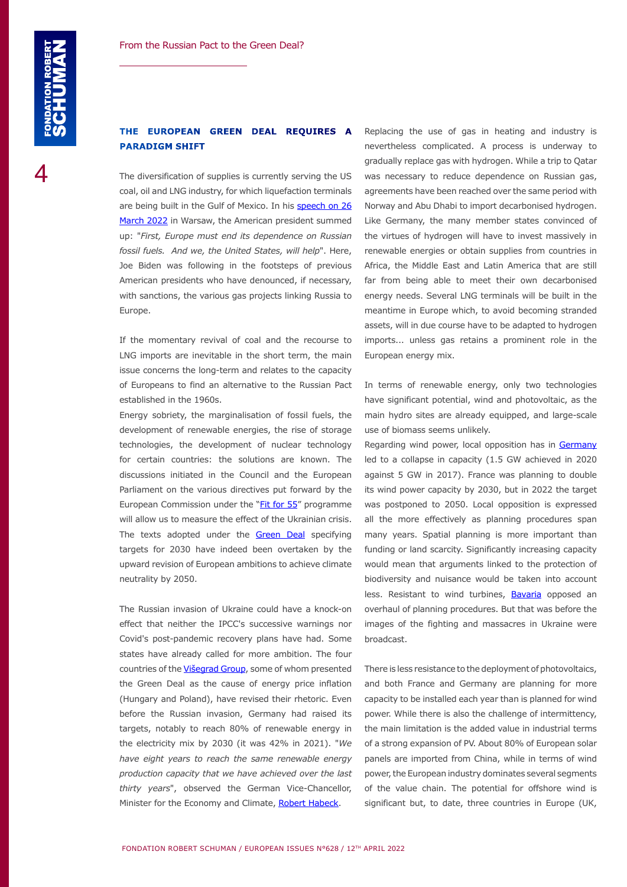## THE EUROPEAN GREEN DEAL REQUIRES A PARADIGM SHIFT

The diversification of supplies is currently serving the US coal, oil and LNG industry, for which liquefaction terminals are being built in the Gulf of Mexico. In his speech on 26 March 2022 in Warsaw, the American president summed up: "*First, Europe must end its dependence on Russian fossil fuels. And we, the United States, will help*". Here, Joe Biden was following in the footsteps of previous American presidents who have denounced, if necessary, with sanctions, the various gas projects linking Russia to Europe.

If the momentary revival of coal and the recourse to LNG imports are inevitable in the short term, the main issue concerns the long-term and relates to the capacity of Europeans to find an alternative to the Russian Pact established in the 1960s.

Energy sobriety, the marginalisation of fossil fuels, the development of renewable energies, the rise of storage technologies, the development of nuclear technology for certain countries: the solutions are known. The discussions initiated in the Council and the European Parliament on the various directives put forward by the European Commission under the "Fit for 55" programme will allow us to measure the effect of the Ukrainian crisis. The texts adopted under the Green Deal specifying targets for 2030 have indeed been overtaken by the upward revision of European ambitions to achieve climate neutrality by 2050.

The Russian invasion of Ukraine could have a knock-on effect that neither the IPCC's successive warnings nor Covid's post-pandemic recovery plans have had. Some states have already called for more ambition. The four countries of the Višegrad Group, some of whom presented the Green Deal as the cause of energy price inflation (Hungary and Poland), have revised their rhetoric. Even before the Russian invasion, Germany had raised its targets, notably to reach 80% of renewable energy in the electricity mix by 2030 (it was 42% in 2021). "*We have eight years to reach the same renewable energy production capacity that we have achieved over the last thirty years*", observed the German Vice-Chancellor, Minister for the Economy and Climate, Robert Habeck.

Replacing the use of gas in heating and industry is nevertheless complicated. A process is underway to gradually replace gas with hydrogen. While a trip to Qatar was necessary to reduce dependence on Russian gas, agreements have been reached over the same period with Norway and Abu Dhabi to import decarbonised hydrogen. Like Germany, the many member states convinced of the virtues of hydrogen will have to invest massively in renewable energies or obtain supplies from countries in Africa, the Middle East and Latin America that are still far from being able to meet their own decarbonised energy needs. Several LNG terminals will be built in the meantime in Europe which, to avoid becoming stranded assets, will in due course have to be adapted to hydrogen imports... unless gas retains a prominent role in the European energy mix.

In terms of renewable energy, only two technologies have significant potential, wind and photovoltaic, as the main hydro sites are already equipped, and large-scale use of biomass seems unlikely.

Regarding wind power, local opposition has in Germany led to a collapse in capacity (1.5 GW achieved in 2020 against 5 GW in 2017). France was planning to double its wind power capacity by 2030, but in 2022 the target was postponed to 2050. Local opposition is expressed all the more effectively as planning procedures span many years. Spatial planning is more important than funding or land scarcity. Significantly increasing capacity would mean that arguments linked to the protection of biodiversity and nuisance would be taken into account less. Resistant to wind turbines, Bavaria opposed an overhaul of planning procedures. But that was before the images of the fighting and massacres in Ukraine were broadcast.

There is less resistance to the deployment of photovoltaics, and both France and Germany are planning for more capacity to be installed each year than is planned for wind power. While there is also the challenge of intermittency, the main limitation is the added value in industrial terms of a strong expansion of PV. About 80% of European solar panels are imported from China, while in terms of wind power, the European industry dominates several segments of the value chain. The potential for offshore wind is significant but, to date, three countries in Europe (UK,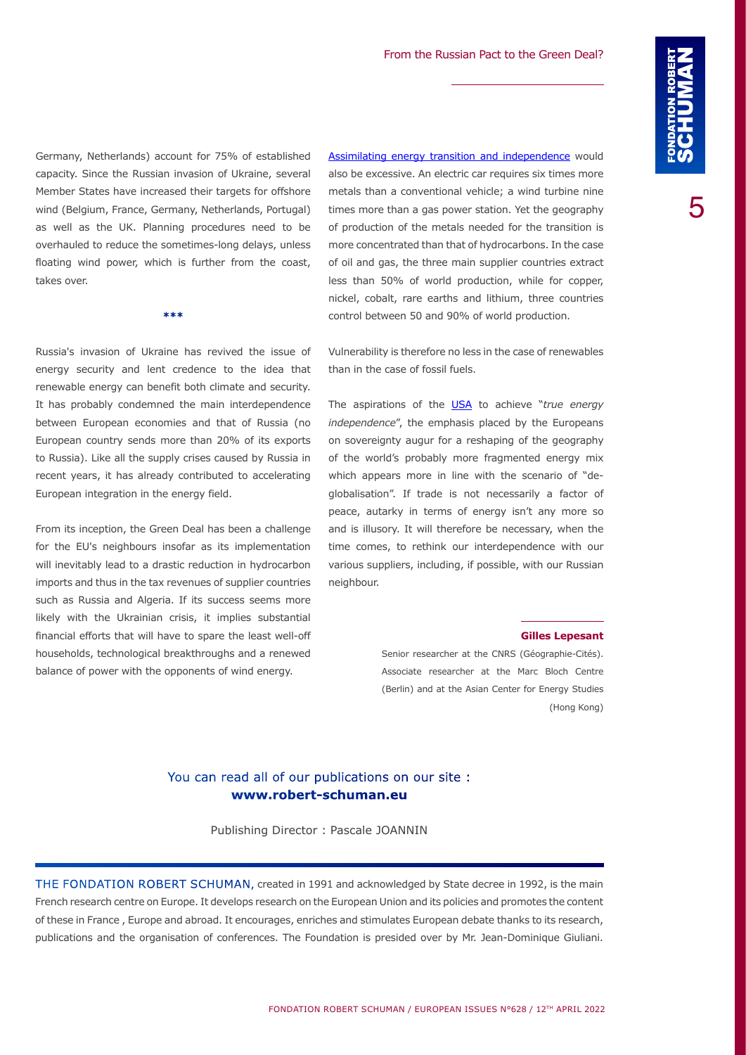Germany, Netherlands) account for 75% of established capacity. Since the Russian invasion of Ukraine, several Member States have increased their targets for offshore wind (Belgium, France, Germany, Netherlands, Portugal) as well as the UK. Planning procedures need to be overhauled to reduce the sometimes-long delays, unless floating wind power, which is further from the coast, takes over.

***

Russia's invasion of Ukraine has revived the issue of energy security and lent credence to the idea that renewable energy can benefit both climate and security. It has probably condemned the main interdependence between European economies and that of Russia (no European country sends more than 20% of its exports to Russia). Like all the supply crises caused by Russia in recent years, it has already contributed to accelerating European integration in the energy field.

From its inception, the Green Deal has been a challenge for the EU's neighbours insofar as its implementation will inevitably lead to a drastic reduction in hydrocarbon imports and thus in the tax revenues of supplier countries such as Russia and Algeria. If its success seems more likely with the Ukrainian crisis, it implies substantial financial efforts that will have to spare the least well-off households, technological breakthroughs and a renewed balance of power with the opponents of wind energy.

Assimilating energy transition and independence would also be excessive. An electric car requires six times more metals than a conventional vehicle; a wind turbine nine times more than a gas power station. Yet the geography of production of the metals needed for the transition is more concentrated than that of hydrocarbons. In the case of oil and gas, the three main supplier countries extract less than 50% of world production, while for copper, nickel, cobalt, rare earths and lithium, three countries control between 50 and 90% of world production.

Vulnerability is therefore no less in the case of renewables than in the case of fossil fuels.

The aspirations of the USA to achieve "*true energy independence*", the emphasis placed by the Europeans on sovereignty augur for a reshaping of the geography of the world's probably more fragmented energy mix which appears more in line with the scenario of "de-globalisation". If trade is not necessarily a factor of peace, autarky in terms of energy isn't any more so and is illusory. It will therefore be necessary, when the time comes, to rethink our interdependence with our various suppliers, including, if possible, with our Russian neighbour.

**Gilles Lepesant**

Senior researcher at the CNRS (Géographie-Cités). Associate researcher at the Marc Bloch Centre (Berlin) and at the Asian Center for Energy Studies (Hong Kong)

You can read all of our publications on our site :
**www.robert-schuman.eu**

Publishing Director : Pascale JOANNIN

THE FONDATION ROBERT SCHUMAN, created in 1991 and acknowledged by State decree in 1992, is the main French research centre on Europe. It develops research on the European Union and its policies and promotes the content of these in France , Europe and abroad. It encourages, enriches and stimulates European debate thanks to its research, publications and the organisation of conferences. The Foundation is presided over by Mr. Jean-Dominique Giuliani.